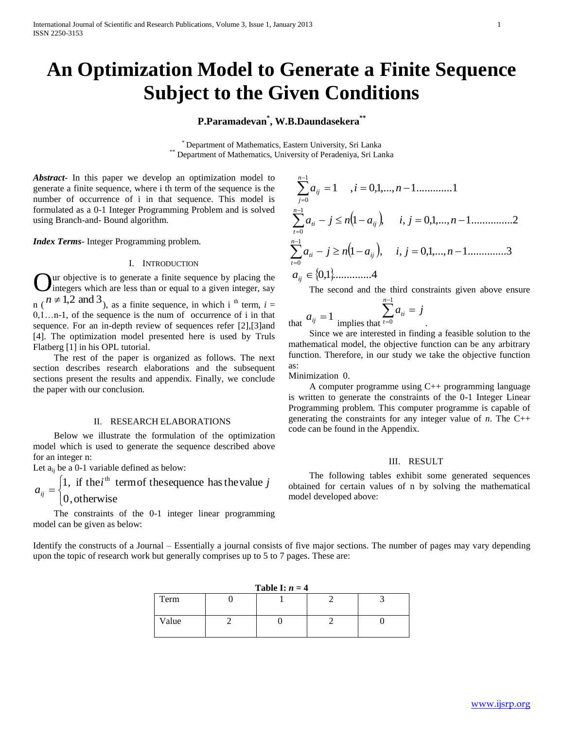# An Optimization Model to Generate a Finite Sequence Subject to the Given Conditions

**P.Paramadevan[*], W.B.Daundasekera[**]**

[*] Department of Mathematics, Eastern University, Sri Lanka
[**] Department of Mathematics, University of Peradeniya, Sri Lanka

***Abstract-*** In this paper we develop an optimization model to generate a finite sequence, where i th term of the sequence is the number of occurrence of i in that sequence. This model is formulated as a 0-1 Integer Programming Problem and is solved using Branch-and- Bound algorithm.

***Index Terms-*** Integer Programming problem.

## I. Introduction

Our objective is to generate a finite sequence by placing the integers which are less than or equal to a given integer, say n ($n \neq 1, 2$ and $3$), as a finite sequence, in which i [th] term, $i = 0, 1 \ldots n-1$, of the sequence is the num of occurrence of i in that sequence. For an in-depth review of sequences refer [2],[3]and [4]. The optimization model presented here is used by Truls Flatberg [1] in his OPL tutorial.

The rest of the paper is organized as follows. The next section describes research elaborations and the subsequent sections present the results and appendix. Finally, we conclude the paper with our conclusion.

## II. Research Elaborations

Below we illustrate the formulation of the optimization model which is used to generate the sequence described above for an integer n:

Let $a_{ij}$ be a 0-1 variable defined as below:

$$a_{ij} = \begin{cases} 1, & \text{if the } i^{\text{th}} \text{ term of the sequence has the value } j \\ 0, & \text{otherwise} \end{cases}$$

The constraints of the 0-1 integer linear programming model can be given as below:

$$\sum_{j=0}^{n-1} a_{ij} = 1 \quad , i = 0, 1, \ldots, n-1 \ldots\ldots\ldots\ldots 1$$

$$\sum_{t=0}^{n-1} a_{ti} - j \leq n\left(1 - a_{ij}\right), \quad i, j = 0, 1, \ldots, n-1 \ldots\ldots\ldots\ldots\ldots 2$$

$$\sum_{t=0}^{n-1} a_{ti} - j \geq n\left(1 - a_{ij}\right), \quad i, j = 0, 1, \ldots, n-1 \ldots\ldots\ldots\ldots. 3$$

$$a_{ij} \in \{0, 1\} \ldots\ldots\ldots\ldots. 4$$

The second and the third constraints given above ensure that $a_{ij} = 1$ implies that $\sum_{t=0}^{n-1} a_{ti} = j$.

Since we are interested in finding a feasible solution to the mathematical model, the objective function can be any arbitrary function. Therefore, in our study we take the objective function as:

Minimization 0.

A computer programme using C++ programming language is written to generate the constraints of the 0-1 Integer Linear Programming problem. This computer programme is capable of generating the constraints for any integer value of *n*. The C++ code can be found in the Appendix.

## III. Result

The following tables exhibit some generated sequences obtained for certain values of n by solving the mathematical model developed above:

Identify the constructs of a Journal – Essentially a journal consists of five major sections. The number of pages may vary depending upon the topic of research work but generally comprises up to 5 to 7 pages. These are:

**Table I: *n* = 4**

| Term | 0 | 1 | 2 | 3 |
|---|---|---|---|---|
| Value | 2 | 0 | 2 | 0 |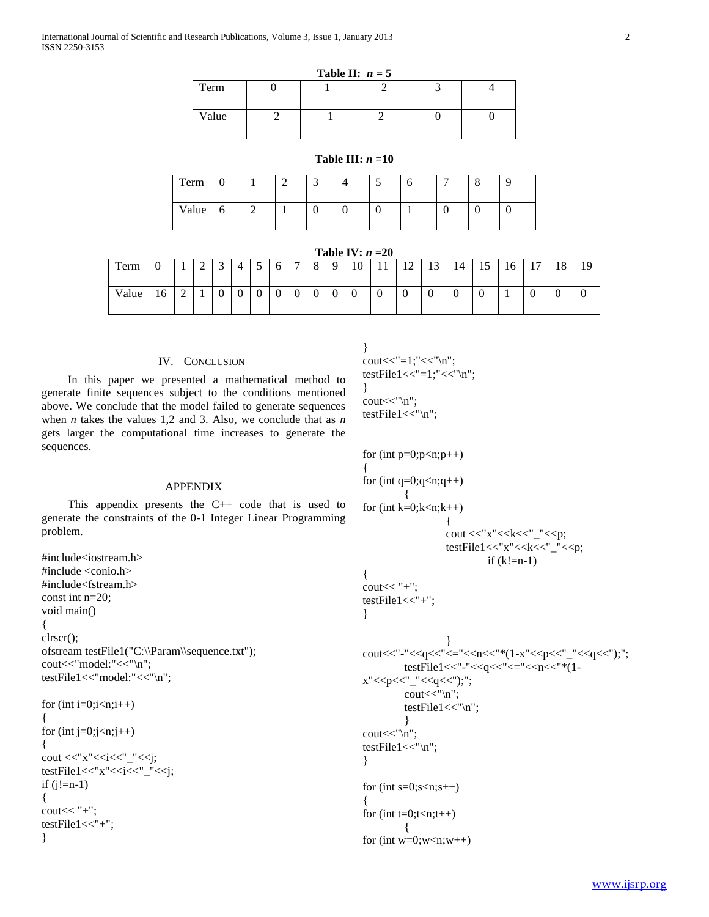**Table II: $n = 5$**

| Term | 0 | 1 | 2 | 3 | 4 |
|---|---|---|---|---|---|
| Value | 2 | 1 | 2 | 0 | 0 |

**Table III: $n = 10$**

| Term | 0 | 1 | 2 | 3 | 4 | 5 | 6 | 7 | 8 | 9 |
|---|---|---|---|---|---|---|---|---|---|---|
| Value | 6 | 2 | 1 | 0 | 0 | 0 | 1 | 0 | 0 | 0 |

**Table IV: $n = 20$**

| Term | 0 | 1 | 2 | 3 | 4 | 5 | 6 | 7 | 8 | 9 | 10 | 11 | 12 | 13 | 14 | 15 | 16 | 17 | 18 | 19 |
|---|---|---|---|---|---|---|---|---|---|---|---|---|---|---|---|---|---|---|---|---|
| Value | 16 | 2 | 1 | 0 | 0 | 0 | 0 | 0 | 0 | 0 | 0 | 0 | 0 | 0 | 0 | 0 | 1 | 0 | 0 | 0 |

## IV. Conclusion

In this paper we presented a mathematical method to generate finite sequences subject to the conditions mentioned above. We conclude that the model failed to generate sequences when $n$ takes the values 1,2 and 3. Also, we conclude that as $n$ gets larger the computational time increases to generate the sequences.

## Appendix

This appendix presents the C++ code that is used to generate the constraints of the 0-1 Integer Linear Programming problem.

```
#include<iostream.h>
#include <conio.h>
#include<fstream.h>
const int n=20;
void main()
{
clrscr();
ofstream testFile1("C:\\Param\\sequence.txt");
cout<<"model:"<<"\n";
testFile1<<"model:"<<"\n";

for (int i=0;i<n;i++)
{
for (int j=0;j<n;j++)
{
cout <<"x"<<i<<"_"<<j;
testFile1<<"x"<<i<<"_"<<j;
if (j!=n-1)
{
cout<< "+";
testFile1<<"+";
}
}
cout<<"=1;"<<"\n";
testFile1<<"=1;"<<"\n";
}
cout<<"\n";
testFile1<<"\n";


for (int p=0;p<n;p++)
{
for (int q=0;q<n;q++)
        {
for (int k=0;k<n;k++)
                {
                cout <<"x"<<k<<"_"<<p;
                testFile1<<"x"<<k<<"_"<<p;
                        if (k!=n-1)
{
cout<< "+";
testFile1<<"+";
}

                }
cout<<"-"<<q<<"<="<<n<<"*(1-x"<<p<<"_"<<q<<");";
        testFile1<<"-"<<q<<"<="<<n<<"*(1-
x"<<p<<"_"<<q<<");";
        cout<<"\n";
        testFile1<<"\n";
        }
cout<<"\n";
testFile1<<"\n";
}

for (int s=0;s<n;s++)
{
for (int t=0;t<n;t++)
        {
for (int w=0;w<n;w++)
```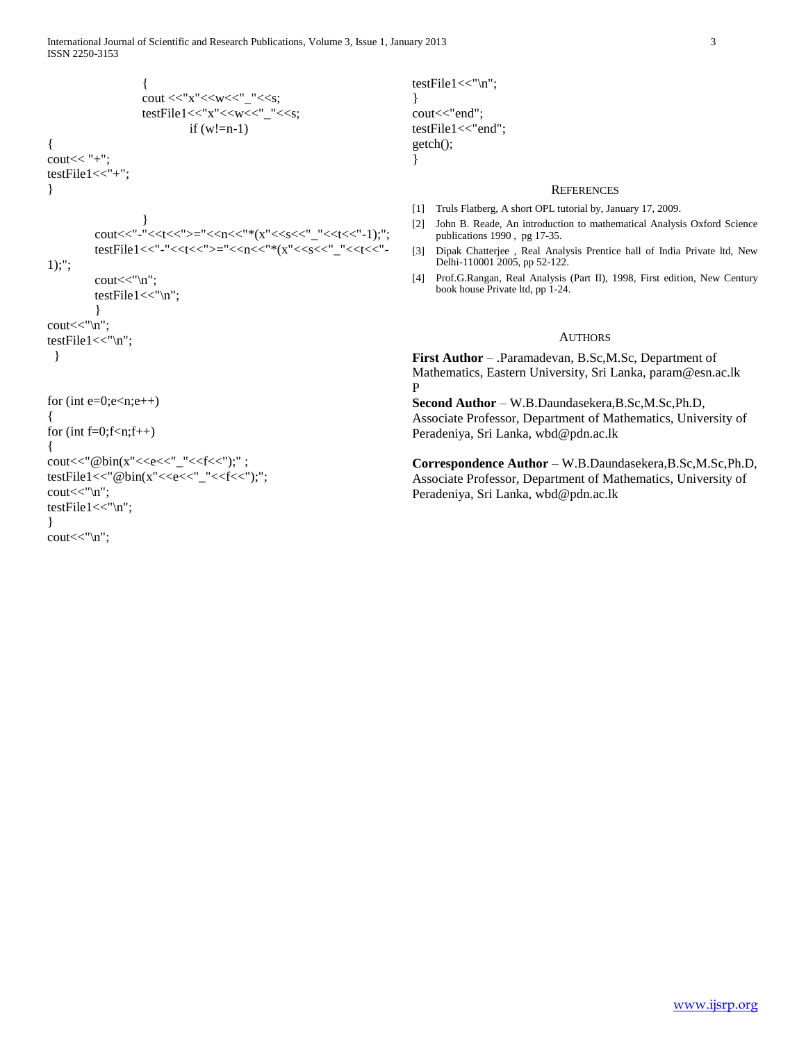```
                {
                cout <<"x"<<w<<"_"<<s;
                testFile1<<"x"<<w<<"_"<<s;
                        if (w!=n-1)
{
cout<< "+";
testFile1<<"+";
}

                }
        cout<<"-"<<t<<">="<<n<<"*(x"<<s<<"_"<<t<<"-1);";
        testFile1<<"-"<<t<<">="<<n<<"*(x"<<s<<"_"<<t<<"-1);";
        cout<<"\n";
        testFile1<<"\n";
        }
cout<<"\n";
testFile1<<"\n";
 }


for (int e=0;e<n;e++)
{
for (int f=0;f<n;f++)
{
cout<<"@bin(x"<<e<<"_"<<f<<");" ;
testFile1<<"@bin(x"<<e<<"_"<<f<<");";
cout<<"\n";
testFile1<<"\n";
}
cout<<"\n";
testFile1<<"\n";
}
cout<<"end";
testFile1<<"end";
getch();
}
```

## REFERENCES

[1] Truls Flatberg, A short OPL tutorial by, January 17, 2009.

[2] John B. Reade, An introduction to mathematical Analysis Oxford Science publications 1990 , pg 17-35.

[3] Dipak Chatterjee , Real Analysis Prentice hall of India Private ltd, New Delhi-110001 2005, pp 52-122.

[4] Prof.G.Rangan, Real Analysis (Part II), 1998, First edition, New Century book house Private ltd, pp 1-24.

## AUTHORS

**First Author** – .Paramadevan, B.Sc,M.Sc, Department of Mathematics, Eastern University, Sri Lanka, param@esn.ac.lk P

**Second Author** – W.B.Daundasekera,B.Sc,M.Sc,Ph.D, Associate Professor, Department of Mathematics, University of Peradeniya, Sri Lanka, wbd@pdn.ac.lk

**Correspondence Author** – W.B.Daundasekera,B.Sc,M.Sc,Ph.D, Associate Professor, Department of Mathematics, University of Peradeniya, Sri Lanka, wbd@pdn.ac.lk